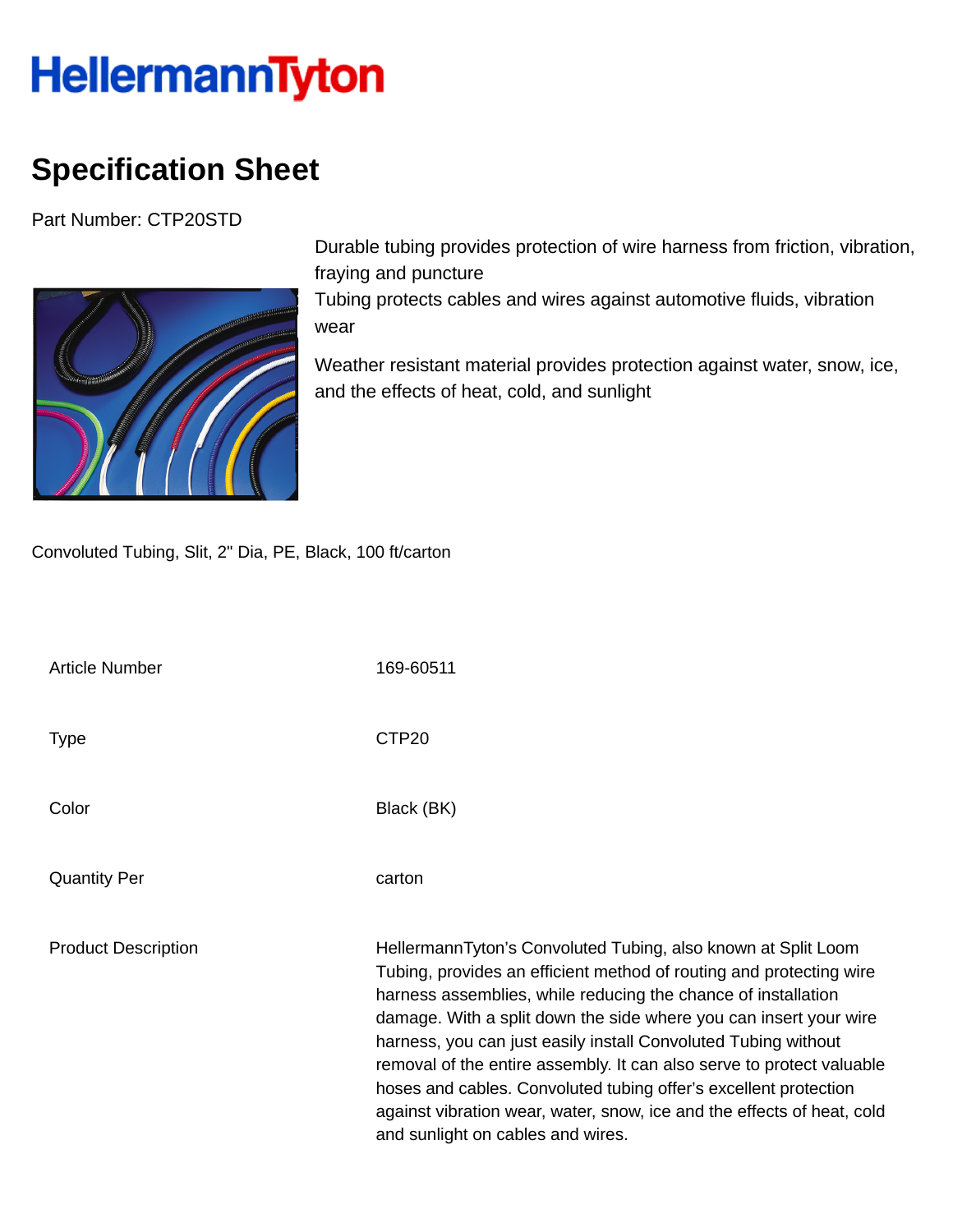# HellermannTyton

## Specification Sheet

Part Number: CTP20STD

Durable tubing provides protection of wire harness from friction, vibration, fraying and puncture
Tubing protects cables and wires against automotive fluids, vibration wear

Weather resistant material provides protection against water, snow, ice, and the effects of heat, cold, and sunlight

Convoluted Tubing, Slit, 2" Dia, PE, Black, 100 ft/carton

| | |
|---|---|
| Article Number | 169-60511 |
| Type | CTP20 |
| Color | Black (BK) |
| Quantity Per | carton |
| Product Description | HellermannTyton's Convoluted Tubing, also known at Split Loom Tubing, provides an efficient method of routing and protecting wire harness assemblies, while reducing the chance of installation damage. With a split down the side where you can insert your wire harness, you can just easily install Convoluted Tubing without removal of the entire assembly. It can also serve to protect valuable hoses and cables. Convoluted tubing offer's excellent protection against vibration wear, water, snow, ice and the effects of heat, cold and sunlight on cables and wires. |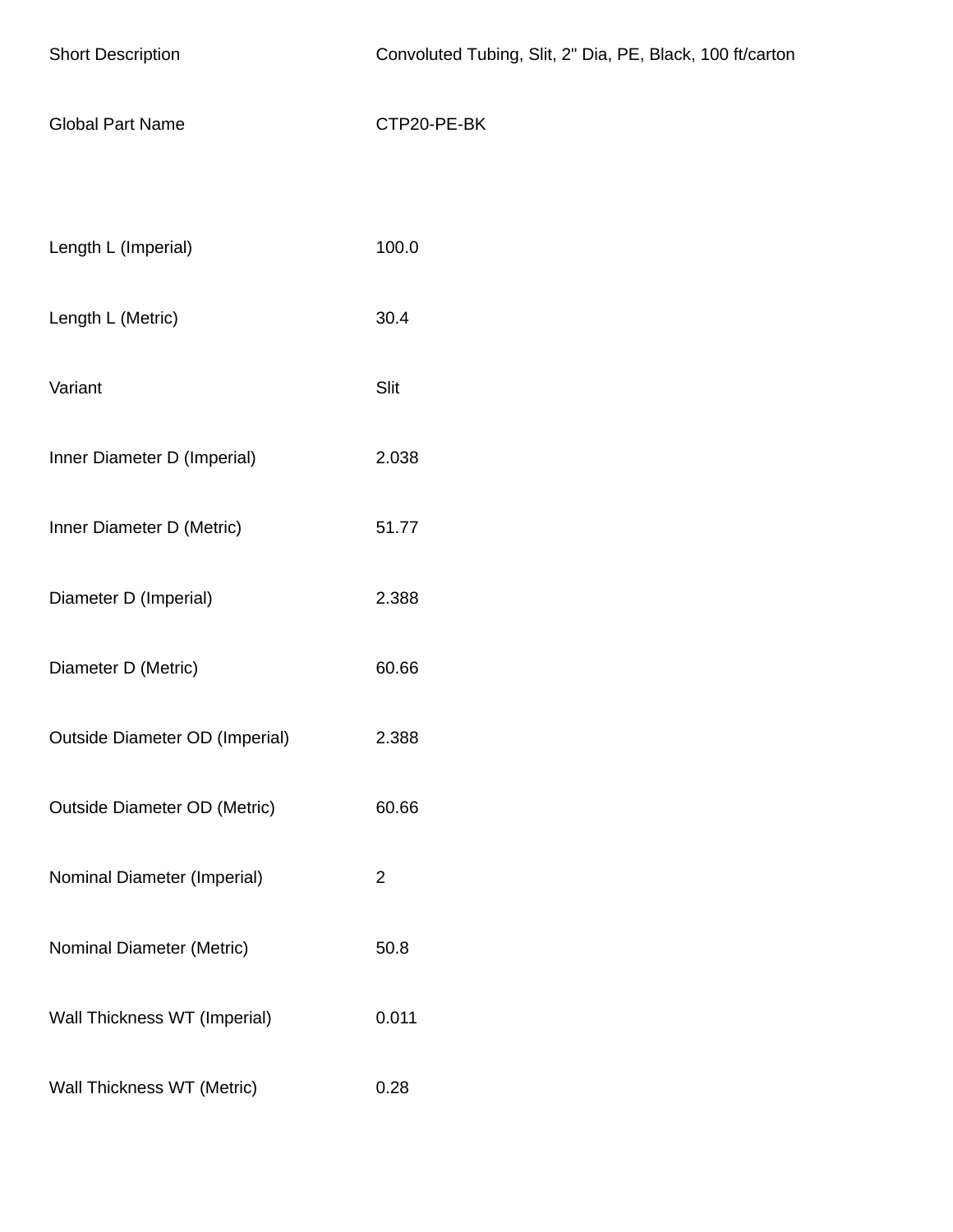| | |
|---|---|
| Short Description | Convoluted Tubing, Slit, 2" Dia, PE, Black, 100 ft/carton |
| Global Part Name | CTP20-PE-BK |
| | |
| Length L (Imperial) | 100.0 |
| Length L (Metric) | 30.4 |
| Variant | Slit |
| Inner Diameter D (Imperial) | 2.038 |
| Inner Diameter D (Metric) | 51.77 |
| Diameter D (Imperial) | 2.388 |
| Diameter D (Metric) | 60.66 |
| Outside Diameter OD (Imperial) | 2.388 |
| Outside Diameter OD (Metric) | 60.66 |
| Nominal Diameter (Imperial) | 2 |
| Nominal Diameter (Metric) | 50.8 |
| Wall Thickness WT (Imperial) | 0.011 |
| Wall Thickness WT (Metric) | 0.28 |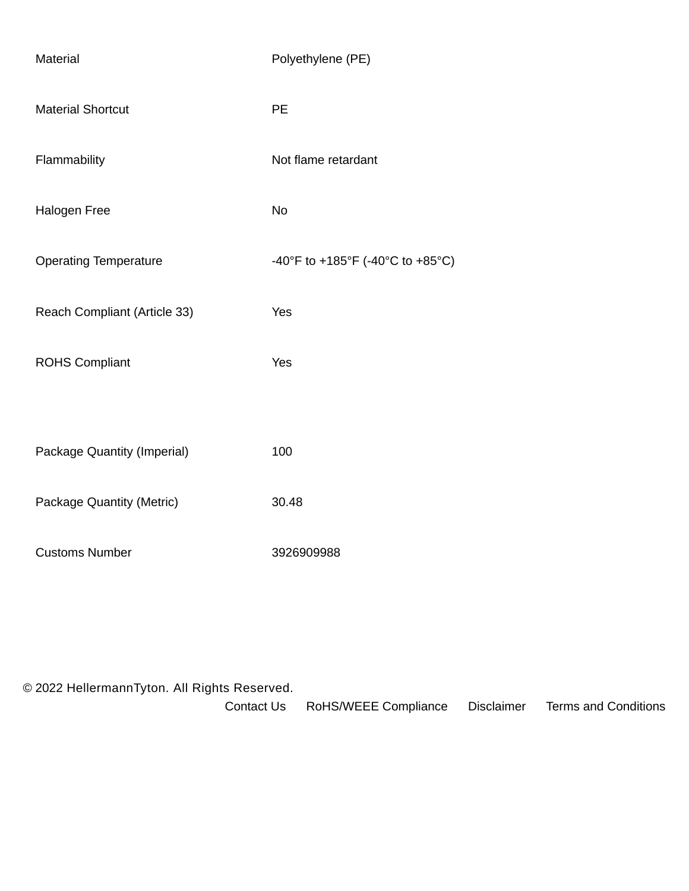| | |
| --- | --- |
| Material | Polyethylene (PE) |
| Material Shortcut | PE |
| Flammability | Not flame retardant |
| Halogen Free | No |
| Operating Temperature | -40°F to +185°F (-40°C to +85°C) |
| Reach Compliant (Article 33) | Yes |
| ROHS Compliant | Yes |

| | |
| --- | --- |
| Package Quantity (Imperial) | 100 |
| Package Quantity (Metric) | 30.48 |
| Customs Number | 3926909988 |

© 2022 HellermannTyton. All Rights Reserved.

Contact Us RoHS/WEEE Compliance Disclaimer Terms and Conditions